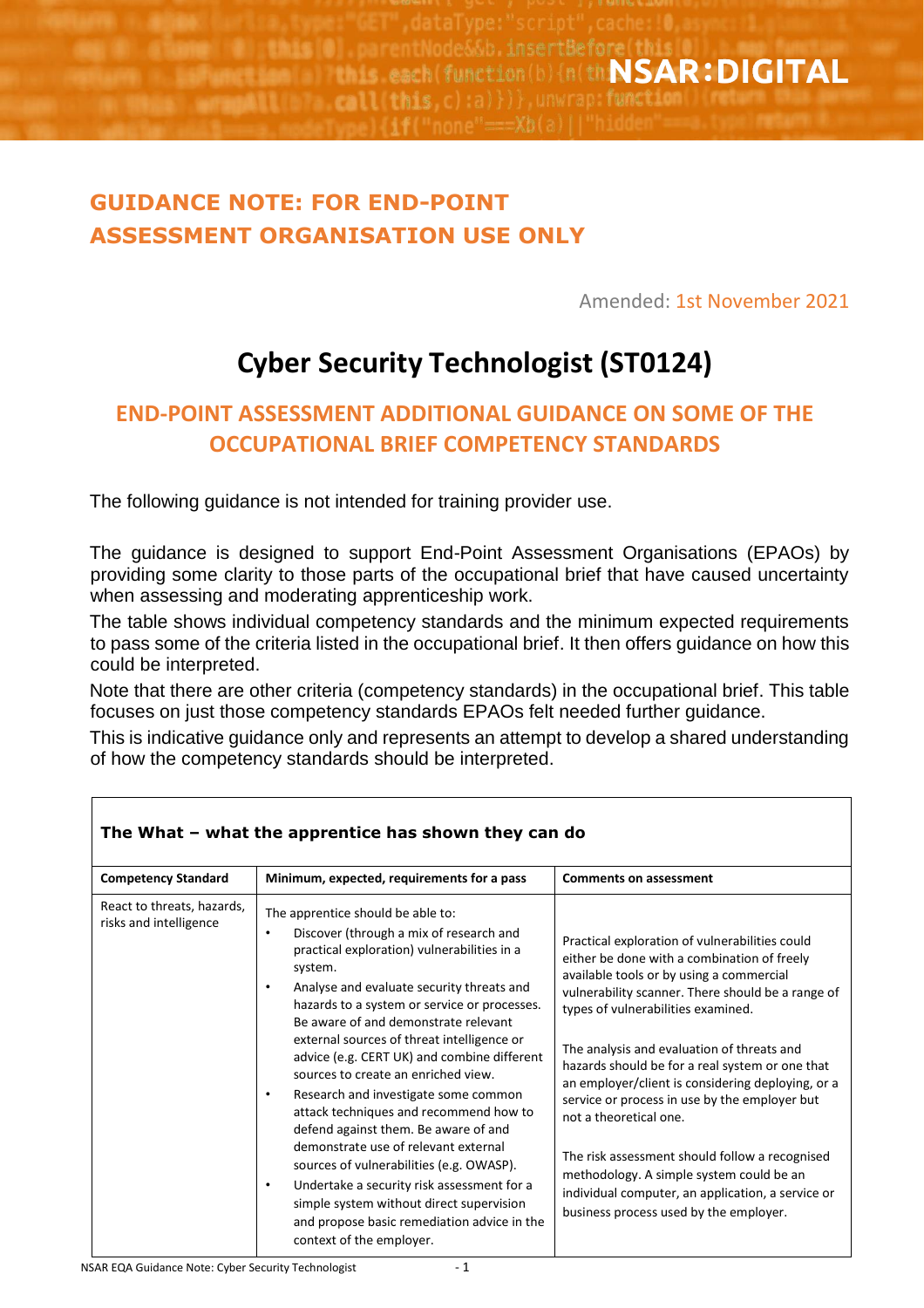NSAR:DIGITAL

## GUIDANCE NOTE: FOR END-POINT ASSESSMENT ORGANISATION USE ONLY

Amended: 1st November 2021

# Cyber Security Technologist (ST0124)

## END-POINT ASSESSMENT ADDITIONAL GUIDANCE ON SOME OF THE OCCUPATIONAL BRIEF COMPETENCY STANDARDS

The following guidance is not intended for training provider use.

The guidance is designed to support End-Point Assessment Organisations (EPAOs) by providing some clarity to those parts of the occupational brief that have caused uncertainty when assessing and moderating apprenticeship work.

The table shows individual competency standards and the minimum expected requirements to pass some of the criteria listed in the occupational brief. It then offers guidance on how this could be interpreted.

Note that there are other criteria (competency standards) in the occupational brief. This table focuses on just those competency standards EPAOs felt needed further guidance.

This is indicative guidance only and represents an attempt to develop a shared understanding of how the competency standards should be interpreted.

**The What – what the apprentice has shown they can do**

| Competency Standard | Minimum, expected, requirements for a pass | Comments on assessment |
|---|---|---|
| React to threats, hazards, risks and intelligence | The apprentice should be able to:<br>• Discover (through a mix of research and practical exploration) vulnerabilities in a system.<br>• Analyse and evaluate security threats and hazards to a system or service or processes. Be aware of and demonstrate relevant external sources of threat intelligence or advice (e.g. CERT UK) and combine different sources to create an enriched view.<br>• Research and investigate some common attack techniques and recommend how to defend against them. Be aware of and demonstrate use of relevant external sources of vulnerabilities (e.g. OWASP).<br>• Undertake a security risk assessment for a simple system without direct supervision and propose basic remediation advice in the context of the employer. | Practical exploration of vulnerabilities could either be done with a combination of freely available tools or by using a commercial vulnerability scanner. There should be a range of types of vulnerabilities examined.<br><br>The analysis and evaluation of threats and hazards should be for a real system or one that an employer/client is considering deploying, or a service or process in use by the employer but not a theoretical one.<br><br>The risk assessment should follow a recognised methodology. A simple system could be an individual computer, an application, a service or business process used by the employer. |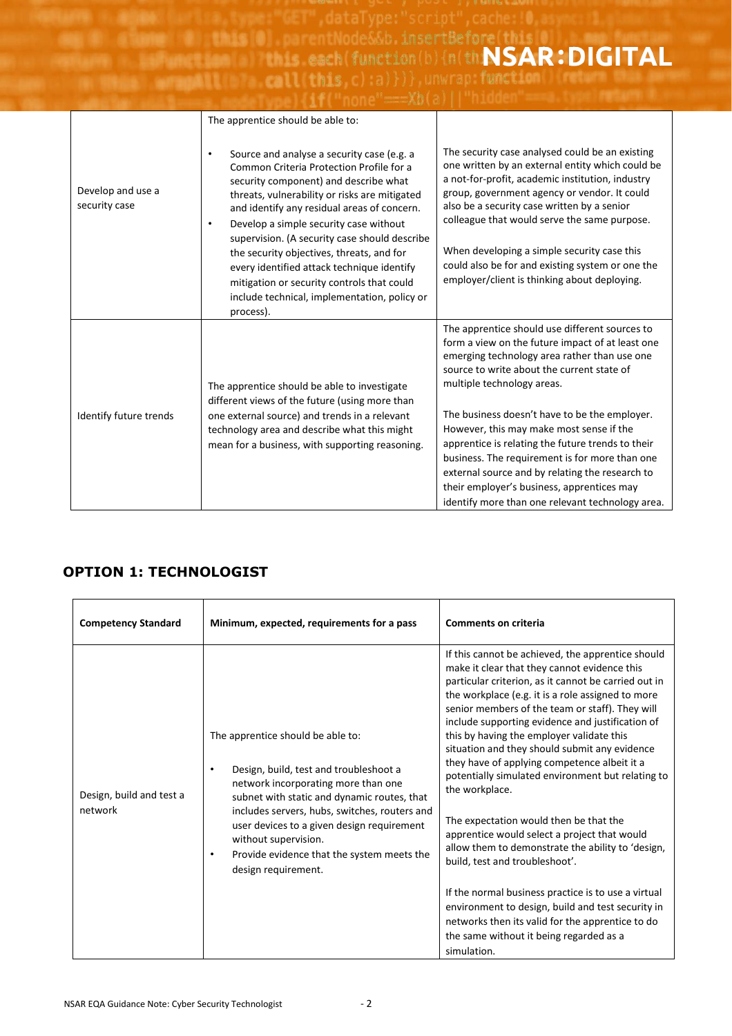| | | |
|---|---|---|
| Develop and use a security case | The apprentice should be able to:<br><br>• Source and analyse a security case (e.g. a Common Criteria Protection Profile for a security component) and describe what threats, vulnerability or risks are mitigated and identify any residual areas of concern.<br>• Develop a simple security case without supervision. (A security case should describe the security objectives, threats, and for every identified attack technique identify mitigation or security controls that could include technical, implementation, policy or process). | The security case analysed could be an existing one written by an external entity which could be a not-for-profit, academic institution, industry group, government agency or vendor. It could also be a security case written by a senior colleague that would serve the same purpose.<br><br>When developing a simple security case this could also be for and existing system or one the employer/client is thinking about deploying. |
| Identify future trends | The apprentice should be able to investigate different views of the future (using more than one external source) and trends in a relevant technology area and describe what this might mean for a business, with supporting reasoning. | The apprentice should use different sources to form a view on the future impact of at least one emerging technology area rather than use one source to write about the current state of multiple technology areas.<br><br>The business doesn't have to be the employer. However, this may make most sense if the apprentice is relating the future trends to their business. The requirement is for more than one external source and by relating the research to their employer's business, apprentices may identify more than one relevant technology area. |

## OPTION 1: TECHNOLOGIST

| Competency Standard | Minimum, expected, requirements for a pass | Comments on criteria |
|---|---|---|
| Design, build and test a network | The apprentice should be able to:<br><br>• Design, build, test and troubleshoot a network incorporating more than one subnet with static and dynamic routes, that includes servers, hubs, switches, routers and user devices to a given design requirement without supervision.<br>• Provide evidence that the system meets the design requirement. | If this cannot be achieved, the apprentice should make it clear that they cannot evidence this particular criterion, as it cannot be carried out in the workplace (e.g. it is a role assigned to more senior members of the team or staff). They will include supporting evidence and justification of this by having the employer validate this situation and they should submit any evidence they have of applying competence albeit it a potentially simulated environment but relating to the workplace.<br><br>The expectation would then be that the apprentice would select a project that would allow them to demonstrate the ability to 'design, build, test and troubleshoot'.<br><br>If the normal business practice is to use a virtual environment to design, build and test security in networks then its valid for the apprentice to do the same without it being regarded as a simulation. |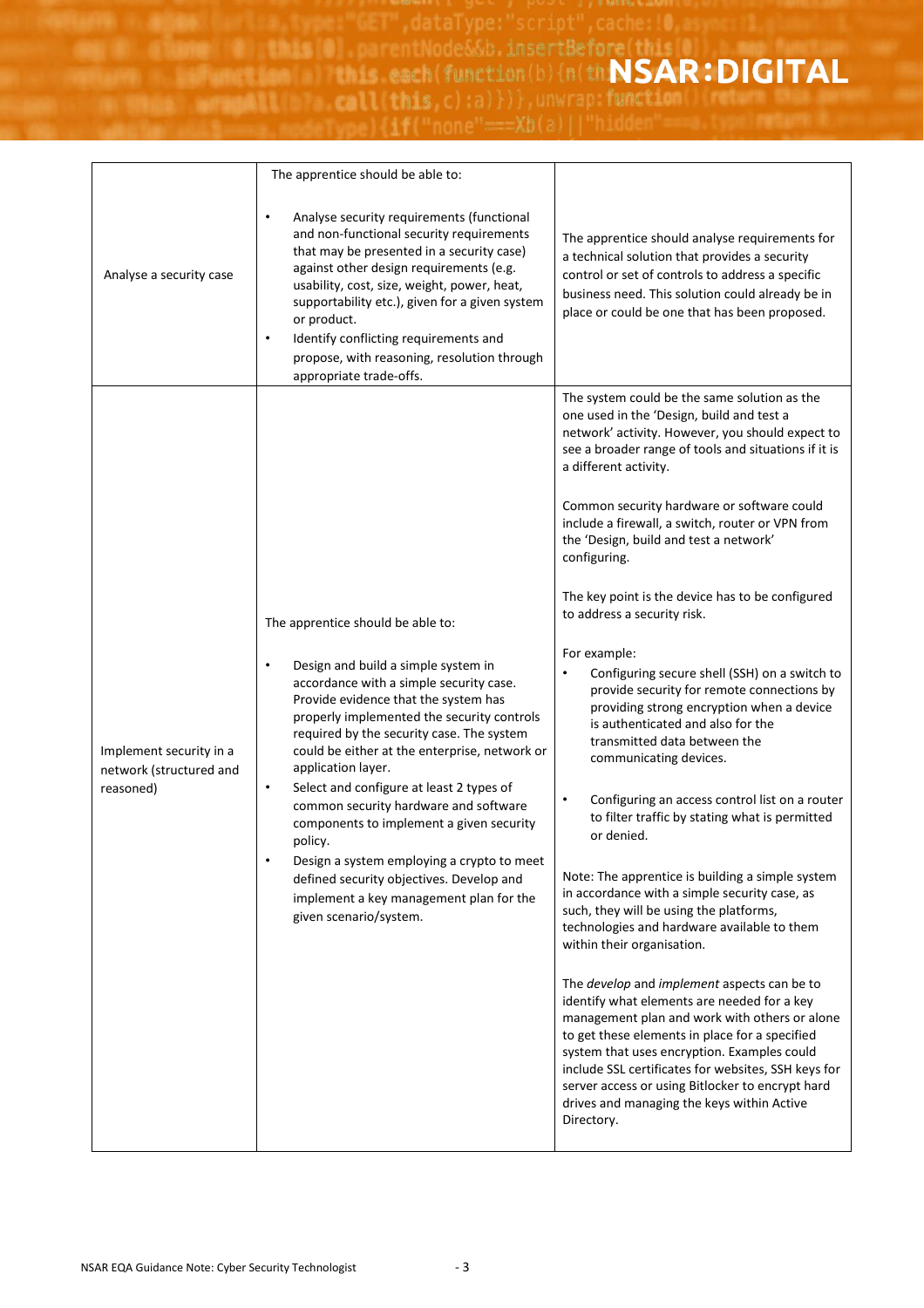| | | |
|---|---|---|
| Analyse a security case | The apprentice should be able to:<br><br>• Analyse security requirements (functional and non-functional security requirements that may be presented in a security case) against other design requirements (e.g. usability, cost, size, weight, power, heat, supportability etc.), given for a given system or product.<br>• Identify conflicting requirements and propose, with reasoning, resolution through appropriate trade-offs. | The apprentice should analyse requirements for a technical solution that provides a security control or set of controls to address a specific business need. This solution could already be in place or could be one that has been proposed. |
| Implement security in a network (structured and reasoned) | The apprentice should be able to:<br><br>• Design and build a simple system in accordance with a simple security case. Provide evidence that the system has properly implemented the security controls required by the security case. The system could be either at the enterprise, network or application layer.<br>• Select and configure at least 2 types of common security hardware and software components to implement a given security policy.<br>• Design a system employing a crypto to meet defined security objectives. Develop and implement a key management plan for the given scenario/system. | The system could be the same solution as the one used in the 'Design, build and test a network' activity. However, you should expect to see a broader range of tools and situations if it is a different activity.<br><br>Common security hardware or software could include a firewall, a switch, router or VPN from the 'Design, build and test a network' configuring.<br><br>The key point is the device has to be configured to address a security risk.<br><br>For example:<br>• Configuring secure shell (SSH) on a switch to provide security for remote connections by providing strong encryption when a device is authenticated and also for the transmitted data between the communicating devices.<br>• Configuring an access control list on a router to filter traffic by stating what is permitted or denied.<br><br>Note: The apprentice is building a simple system in accordance with a simple security case, as such, they will be using the platforms, technologies and hardware available to them within their organisation.<br><br>The *develop* and *implement* aspects can be to identify what elements are needed for a key management plan and work with others or alone to get these elements in place for a specified system that uses encryption. Examples could include SSL certificates for websites, SSH keys for server access or using Bitlocker to encrypt hard drives and managing the keys within Active Directory. |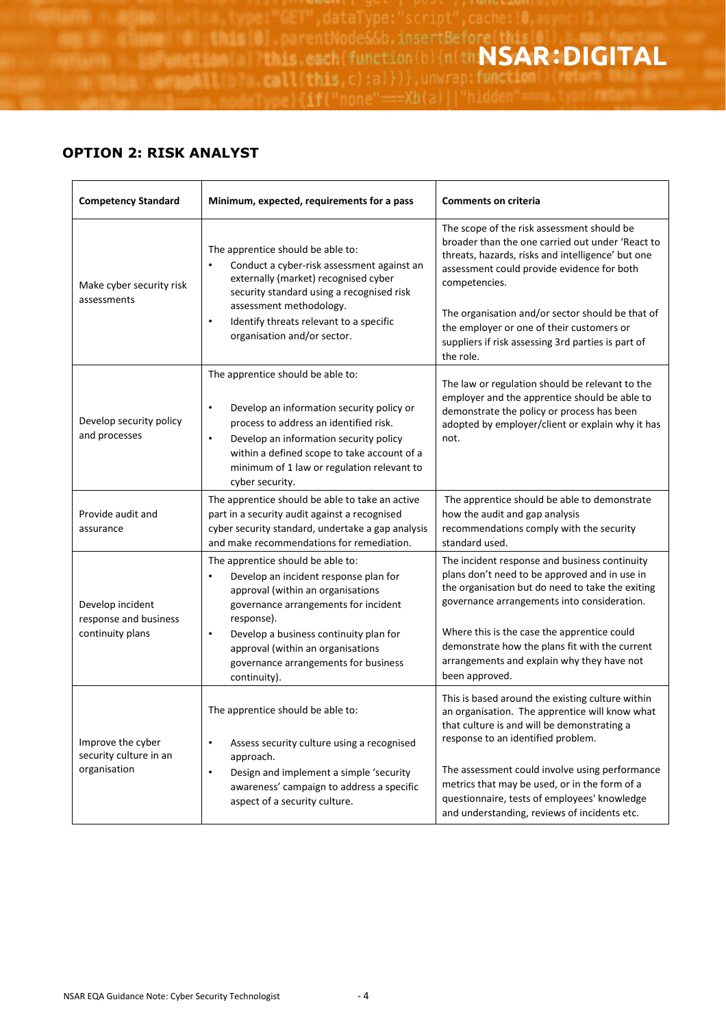## OPTION 2: RISK ANALYST

| Competency Standard | Minimum, expected, requirements for a pass | Comments on criteria |
|---|---|---|
| Make cyber security risk assessments | The apprentice should be able to:<br>• Conduct a cyber-risk assessment against an externally (market) recognised cyber security standard using a recognised risk assessment methodology.<br>• Identify threats relevant to a specific organisation and/or sector. | The scope of the risk assessment should be broader than the one carried out under 'React to threats, hazards, risks and intelligence' but one assessment could provide evidence for both competencies.<br><br>The organisation and/or sector should be that of the employer or one of their customers or suppliers if risk assessing 3rd parties is part of the role. |
| Develop security policy and processes | The apprentice should be able to:<br><br>• Develop an information security policy or process to address an identified risk.<br>• Develop an information security policy within a defined scope to take account of a minimum of 1 law or regulation relevant to cyber security. | The law or regulation should be relevant to the employer and the apprentice should be able to demonstrate the policy or process has been adopted by employer/client or explain why it has not. |
| Provide audit and assurance | The apprentice should be able to take an active part in a security audit against a recognised cyber security standard, undertake a gap analysis and make recommendations for remediation. | The apprentice should be able to demonstrate how the audit and gap analysis recommendations comply with the security standard used. |
| Develop incident response and business continuity plans | The apprentice should be able to:<br>• Develop an incident response plan for approval (within an organisations governance arrangements for incident response).<br>• Develop a business continuity plan for approval (within an organisations governance arrangements for business continuity). | The incident response and business continuity plans don't need to be approved and in use in the organisation but do need to take the exiting governance arrangements into consideration.<br><br>Where this is the case the apprentice could demonstrate how the plans fit with the current arrangements and explain why they have not been approved. |
| Improve the cyber security culture in an organisation | The apprentice should be able to:<br><br>• Assess security culture using a recognised approach.<br>• Design and implement a simple 'security awareness' campaign to address a specific aspect of a security culture. | This is based around the existing culture within an organisation. The apprentice will know what that culture is and will be demonstrating a response to an identified problem.<br><br>The assessment could involve using performance metrics that may be used, or in the form of a questionnaire, tests of employees' knowledge and understanding, reviews of incidents etc. |